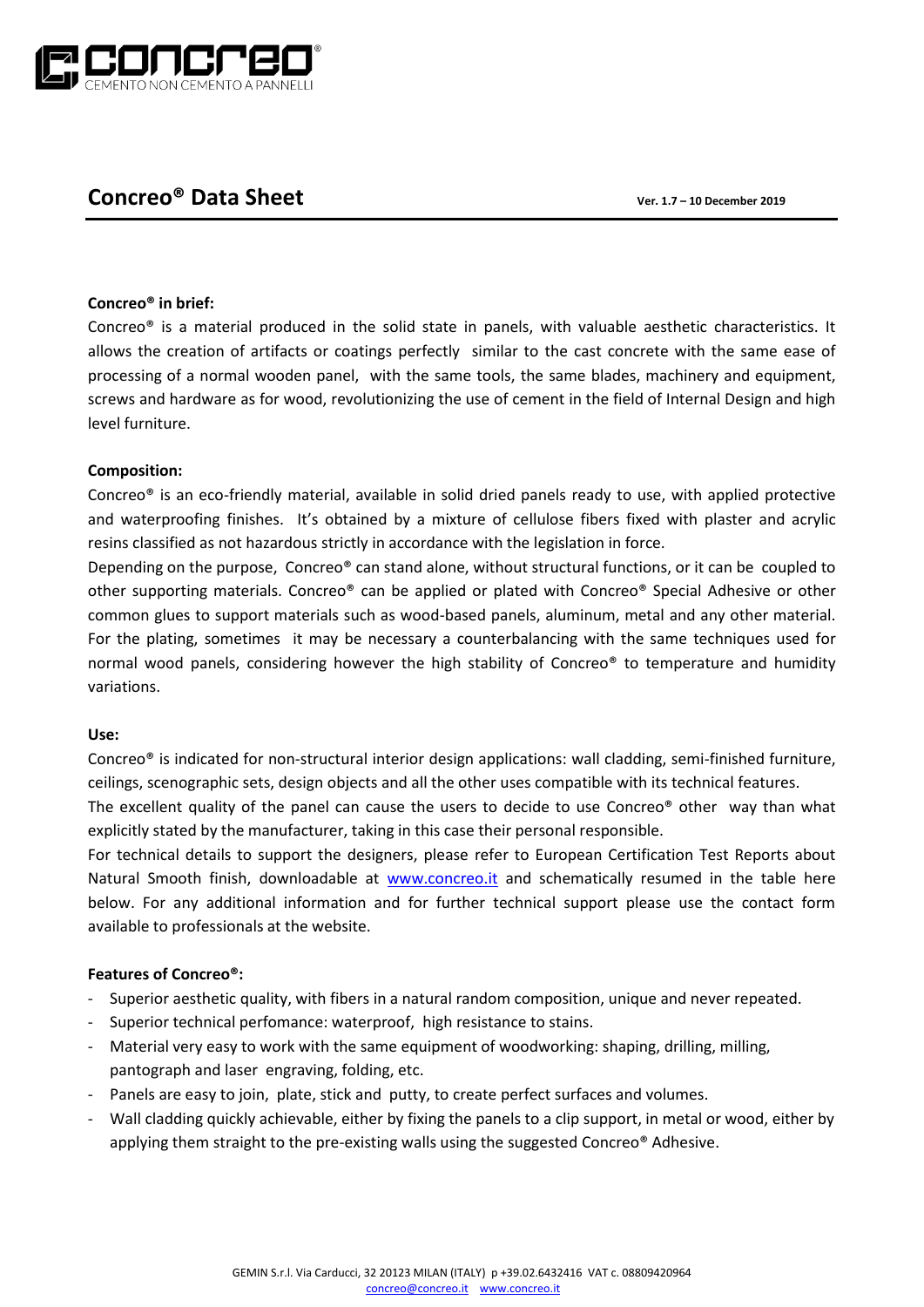# Concreo® Data Sheet

**Ver. 1.7 – 10 December 2019**

**Concreo® in brief:**

Concreo® is a material produced in the solid state in panels, with valuable aesthetic characteristics. It allows the creation of artifacts or coatings perfectly similar to the cast concrete with the same ease of processing of a normal wooden panel, with the same tools, the same blades, machinery and equipment, screws and hardware as for wood, revolutionizing the use of cement in the field of Internal Design and high level furniture.

**Composition:**

Concreo® is an eco-friendly material, available in solid dried panels ready to use, with applied protective and waterproofing finishes. It's obtained by a mixture of cellulose fibers fixed with plaster and acrylic resins classified as not hazardous strictly in accordance with the legislation in force.

Depending on the purpose, Concreo® can stand alone, without structural functions, or it can be coupled to other supporting materials. Concreo® can be applied or plated with Concreo® Special Adhesive or other common glues to support materials such as wood-based panels, aluminum, metal and any other material. For the plating, sometimes it may be necessary a counterbalancing with the same techniques used for normal wood panels, considering however the high stability of Concreo® to temperature and humidity variations.

**Use:**

Concreo® is indicated for non-structural interior design applications: wall cladding, semi-finished furniture, ceilings, scenographic sets, design objects and all the other uses compatible with its technical features.

The excellent quality of the panel can cause the users to decide to use Concreo® other way than what explicitly stated by the manufacturer, taking in this case their personal responsible.

For technical details to support the designers, please refer to European Certification Test Reports about Natural Smooth finish, downloadable at www.concreo.it and schematically resumed in the table here below. For any additional information and for further technical support please use the contact form available to professionals at the website.

**Features of Concreo®:**

- Superior aesthetic quality, with fibers in a natural random composition, unique and never repeated.
- Superior technical perfomance: waterproof, high resistance to stains.
- Material very easy to work with the same equipment of woodworking: shaping, drilling, milling, pantograph and laser engraving, folding, etc.
- Panels are easy to join, plate, stick and putty, to create perfect surfaces and volumes.
- Wall cladding quickly achievable, either by fixing the panels to a clip support, in metal or wood, either by applying them straight to the pre-existing walls using the suggested Concreo® Adhesive.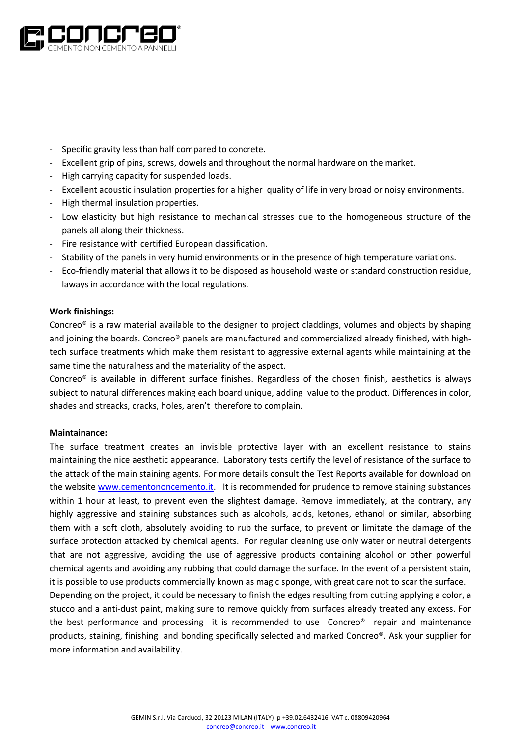- Specific gravity less than half compared to concrete.
- Excellent grip of pins, screws, dowels and throughout the normal hardware on the market.
- High carrying capacity for suspended loads.
- Excellent acoustic insulation properties for a higher quality of life in very broad or noisy environments.
- High thermal insulation properties.
- Low elasticity but high resistance to mechanical stresses due to the homogeneous structure of the panels all along their thickness.
- Fire resistance with certified European classification.
- Stability of the panels in very humid environments or in the presence of high temperature variations.
- Eco-friendly material that allows it to be disposed as household waste or standard construction residue, laways in accordance with the local regulations.

**Work finishings:**

Concreo® is a raw material available to the designer to project claddings, volumes and objects by shaping and joining the boards. Concreo® panels are manufactured and commercialized already finished, with high-tech surface treatments which make them resistant to aggressive external agents while maintaining at the same time the naturalness and the materiality of the aspect.

Concreo® is available in different surface finishes. Regardless of the chosen finish, aesthetics is always subject to natural differences making each board unique, adding value to the product. Differences in color, shades and streacks, cracks, holes, aren't therefore to complain.

**Maintainance:**

The surface treatment creates an invisible protective layer with an excellent resistance to stains maintaining the nice aesthetic appearance. Laboratory tests certify the level of resistance of the surface to the attack of the main staining agents. For more details consult the Test Reports available for download on the website www.cementononcemento.it. It is recommended for prudence to remove staining substances within 1 hour at least, to prevent even the slightest damage. Remove immediately, at the contrary, any highly aggressive and staining substances such as alcohols, acids, ketones, ethanol or similar, absorbing them with a soft cloth, absolutely avoiding to rub the surface, to prevent or limitate the damage of the surface protection attacked by chemical agents. For regular cleaning use only water or neutral detergents that are not aggressive, avoiding the use of aggressive products containing alcohol or other powerful chemical agents and avoiding any rubbing that could damage the surface. In the event of a persistent stain, it is possible to use products commercially known as magic sponge, with great care not to scar the surface.

Depending on the project, it could be necessary to finish the edges resulting from cutting applying a color, a stucco and a anti-dust paint, making sure to remove quickly from surfaces already treated any excess. For the best performance and processing it is recommended to use Concreo® repair and maintenance products, staining, finishing and bonding specifically selected and marked Concreo®. Ask your supplier for more information and availability.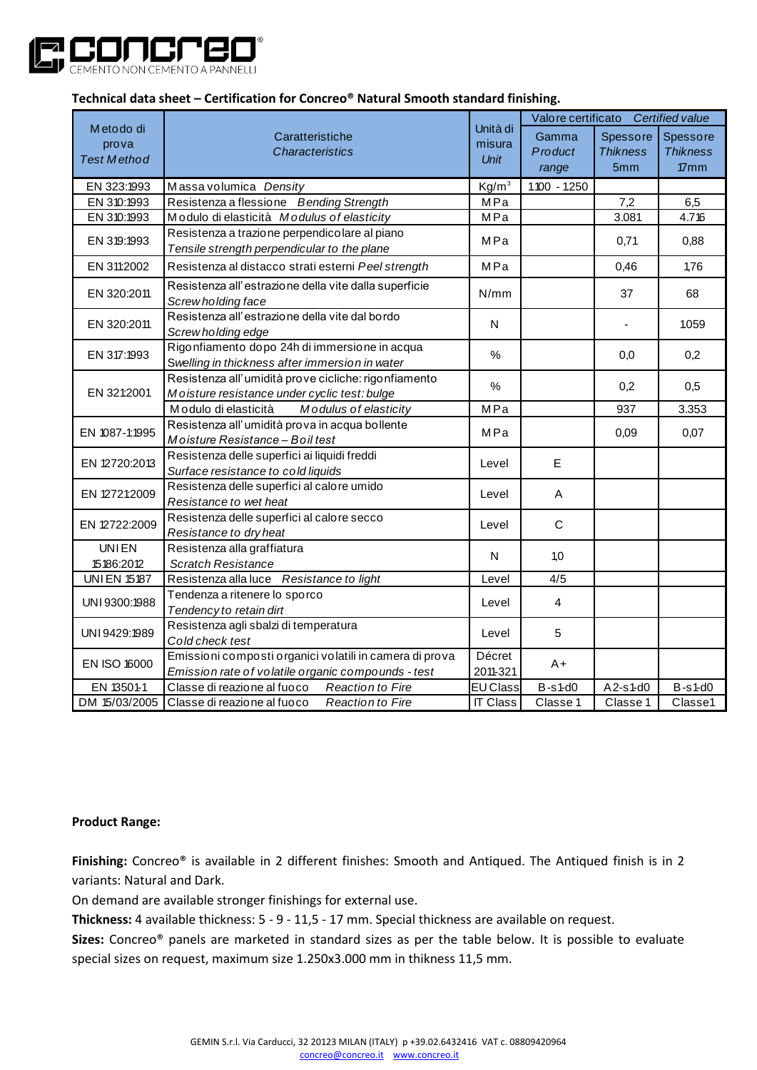**Technical data sheet – Certification for Concreo® Natural Smooth standard finishing.**

| Metodo di prova *Test Method* | Caratteristiche *Characteristics* | Unità di misura *Unit* | Valore certificato *Certified value* | | |
|---|---|---|---|---|---|
| | | | Gamma *Product range* | Spessore *Thikness* 5mm | Spessore *Thikness* 17mm |
| EN 323:1993 | Massa volumica *Density* | Kg/m³ | 1100 - 1250 | | |
| EN 310:1993 | Resistenza a flessione *Bending Strength* | MPa | | 7,2 | 6,5 |
| EN 310:1993 | Modulo di elasticità *Modulus of elasticity* | MPa | | 3.081 | 4.716 |
| EN 319:1993 | Resistenza a trazione perpendicolare al piano *Tensile strength perpendicular to the plane* | MPa | | 0,71 | 0,88 |
| EN 311:2002 | Resistenza al distacco strati esterni *Peel strength* | MPa | | 0,46 | 1,76 |
| EN 320:2011 | Resistenza all'estrazione della vite dalla superficie *Screw holding face* | N/mm | | 37 | 68 |
| EN 320:2011 | Resistenza all'estrazione della vite dal bordo *Screw holding edge* | N | | - | 1059 |
| EN 317:1993 | Rigonfiamento dopo 24h di immersione in acqua *Swelling in thickness after immersion in water* | % | | 0,0 | 0,2 |
| EN 321:2001 | Resistenza all'umidità prove cicliche: rigonfiamento *Moisture resistance under cyclic test: bulge* | % | | 0,2 | 0,5 |
| | Modulo di elasticità *Modulus of elasticity* | MPa | | 937 | 3.353 |
| EN 1087-1:1995 | Resistenza all'umidità prova in acqua bollente *Moisture Resistance – Boil test* | MPa | | 0,09 | 0,07 |
| EN 12720:2013 | Resistenza delle superfici ai liquidi freddi *Surface resistance to cold liquids* | Level | E | | |
| EN 12721:2009 | Resistenza delle superfici al calore umido *Resistance to wet heat* | Level | A | | |
| EN 12722:2009 | Resistenza delle superfici al calore secco *Resistance to dry heat* | Level | C | | |
| UNI EN 15186:2012 | Resistenza alla graffiatura *Scratch Resistance* | N | 1,0 | | |
| UNI EN 15187 | Resistenza alla luce *Resistance to light* | Level | 4/5 | | |
| UNI 9300:1988 | Tendenza a ritenere lo sporco *Tendency to retain dirt* | Level | 4 | | |
| UNI 9429:1989 | Resistenza agli sbalzi di temperatura *Cold check test* | Level | 5 | | |
| EN ISO 16000 | Emissioni composti organici volatili in camera di prova *Emission rate of volatile organic compounds - test* | Décret 2011-321 | A+ | | |
| EN 13501-1 | Classe di reazione al fuoco *Reaction to Fire* | EU Class | B-s1-d0 | A2-s1-d0 | B-s1-d0 |
| DM 15/03/2005 | Classe di reazione al fuoco *Reaction to Fire* | IT Class | Classe 1 | Classe 1 | Classe1 |

**Product Range:**

**Finishing:** Concreo® is available in 2 different finishes: Smooth and Antiqued. The Antiqued finish is in 2 variants: Natural and Dark.

On demand are available stronger finishings for external use.

**Thickness:** 4 available thickness: 5 - 9 - 11,5 - 17 mm. Special thickness are available on request.

**Sizes:** Concreo® panels are marketed in standard sizes as per the table below. It is possible to evaluate special sizes on request, maximum size 1.250x3.000 mm in thikness 11,5 mm.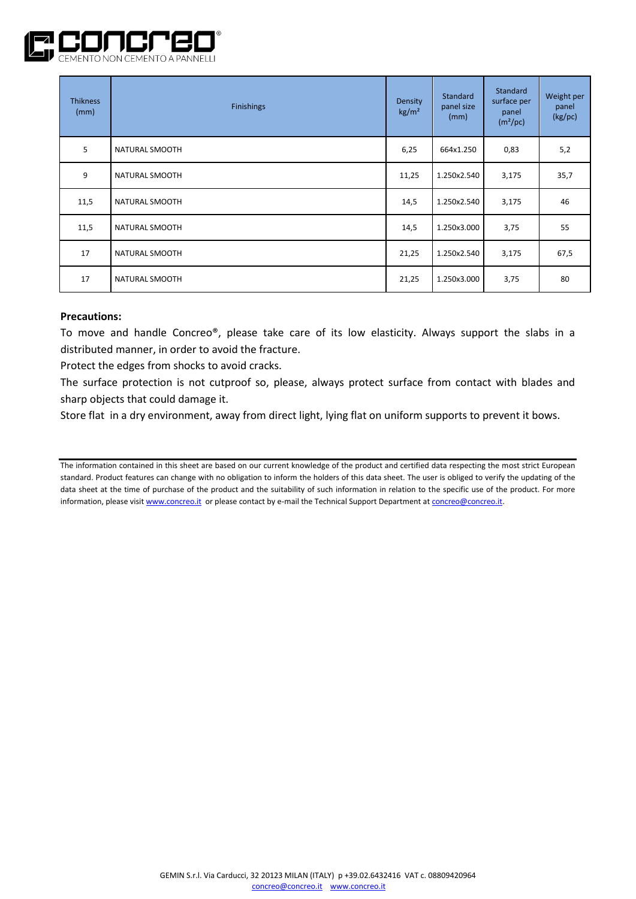CONCREO®
CEMENTO NON CEMENTO A PANNELLI

| Thikness (mm) | Finishings | Density kg/m² | Standard panel size (mm) | Standard surface per panel (m²/pc) | Weight per panel (kg/pc) |
|---|---|---|---|---|---|
| 5 | NATURAL SMOOTH | 6,25 | 664x1.250 | 0,83 | 5,2 |
| 9 | NATURAL SMOOTH | 11,25 | 1.250x2.540 | 3,175 | 35,7 |
| 11,5 | NATURAL SMOOTH | 14,5 | 1.250x2.540 | 3,175 | 46 |
| 11,5 | NATURAL SMOOTH | 14,5 | 1.250x3.000 | 3,75 | 55 |
| 17 | NATURAL SMOOTH | 21,25 | 1.250x2.540 | 3,175 | 67,5 |
| 17 | NATURAL SMOOTH | 21,25 | 1.250x3.000 | 3,75 | 80 |

**Precautions:**

To move and handle Concreo®, please take care of its low elasticity. Always support the slabs in a distributed manner, in order to avoid the fracture.

Protect the edges from shocks to avoid cracks.

The surface protection is not cutproof so, please, always protect surface from contact with blades and sharp objects that could damage it.

Store flat in a dry environment, away from direct light, lying flat on uniform supports to prevent it bows.

---

The information contained in this sheet are based on our current knowledge of the product and certified data respecting the most strict European standard. Product features can change with no obligation to inform the holders of this data sheet. The user is obliged to verify the updating of the data sheet at the time of purchase of the product and the suitability of such information in relation to the specific use of the product. For more information, please visit www.concreo.it or please contact by e-mail the Technical Support Department at concreo@concreo.it.

GEMIN S.r.l. Via Carducci, 32 20123 MILAN (ITALY) p +39.02.6432416 VAT c. 08809420964
concreo@concreo.it www.concreo.it